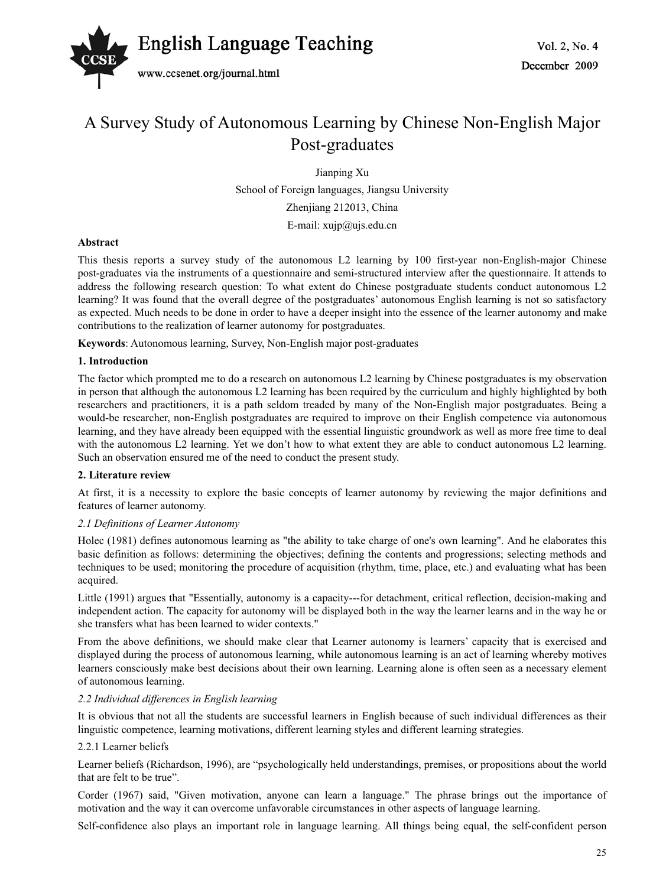# A Survey Study of Autonomous Learning by Chinese Non-English Major Post-graduates

Jianping Xu

School of Foreign languages, Jiangsu University

Zhenjiang 212013, China

E-mail: xujp@ujs.edu.cn

**Abstract**

This thesis reports a survey study of the autonomous L2 learning by 100 first-year non-English-major Chinese post-graduates via the instruments of a questionnaire and semi-structured interview after the questionnaire. It attends to address the following research question: To what extent do Chinese postgraduate students conduct autonomous L2 learning? It was found that the overall degree of the postgraduates' autonomous English learning is not so satisfactory as expected. Much needs to be done in order to have a deeper insight into the essence of the learner autonomy and make contributions to the realization of learner autonomy for postgraduates.

**Keywords**: Autonomous learning, Survey, Non-English major post-graduates

## 1. Introduction

The factor which prompted me to do a research on autonomous L2 learning by Chinese postgraduates is my observation in person that although the autonomous L2 learning has been required by the curriculum and highly highlighted by both researchers and practitioners, it is a path seldom treaded by many of the Non-English major postgraduates. Being a would-be researcher, non-English postgraduates are required to improve on their English competence via autonomous learning, and they have already been equipped with the essential linguistic groundwork as well as more free time to deal with the autonomous L2 learning. Yet we don't how to what extent they are able to conduct autonomous L2 learning. Such an observation ensured me of the need to conduct the present study.

## 2. Literature review

At first, it is a necessity to explore the basic concepts of learner autonomy by reviewing the major definitions and features of learner autonomy.

### *2.1 Definitions of Learner Autonomy*

Holec (1981) defines autonomous learning as "the ability to take charge of one's own learning". And he elaborates this basic definition as follows: determining the objectives; defining the contents and progressions; selecting methods and techniques to be used; monitoring the procedure of acquisition (rhythm, time, place, etc.) and evaluating what has been acquired.

Little (1991) argues that "Essentially, autonomy is a capacity---for detachment, critical reflection, decision-making and independent action. The capacity for autonomy will be displayed both in the way the learner learns and in the way he or she transfers what has been learned to wider contexts."

From the above definitions, we should make clear that Learner autonomy is learners' capacity that is exercised and displayed during the process of autonomous learning, while autonomous learning is an act of learning whereby motives learners consciously make best decisions about their own learning. Learning alone is often seen as a necessary element of autonomous learning.

### *2.2 Individual differences in English learning*

It is obvious that not all the students are successful learners in English because of such individual differences as their linguistic competence, learning motivations, different learning styles and different learning strategies.

#### 2.2.1 Learner beliefs

Learner beliefs (Richardson, 1996), are "psychologically held understandings, premises, or propositions about the world that are felt to be true".

Corder (1967) said, "Given motivation, anyone can learn a language." The phrase brings out the importance of motivation and the way it can overcome unfavorable circumstances in other aspects of language learning.

Self-confidence also plays an important role in language learning. All things being equal, the self-confident person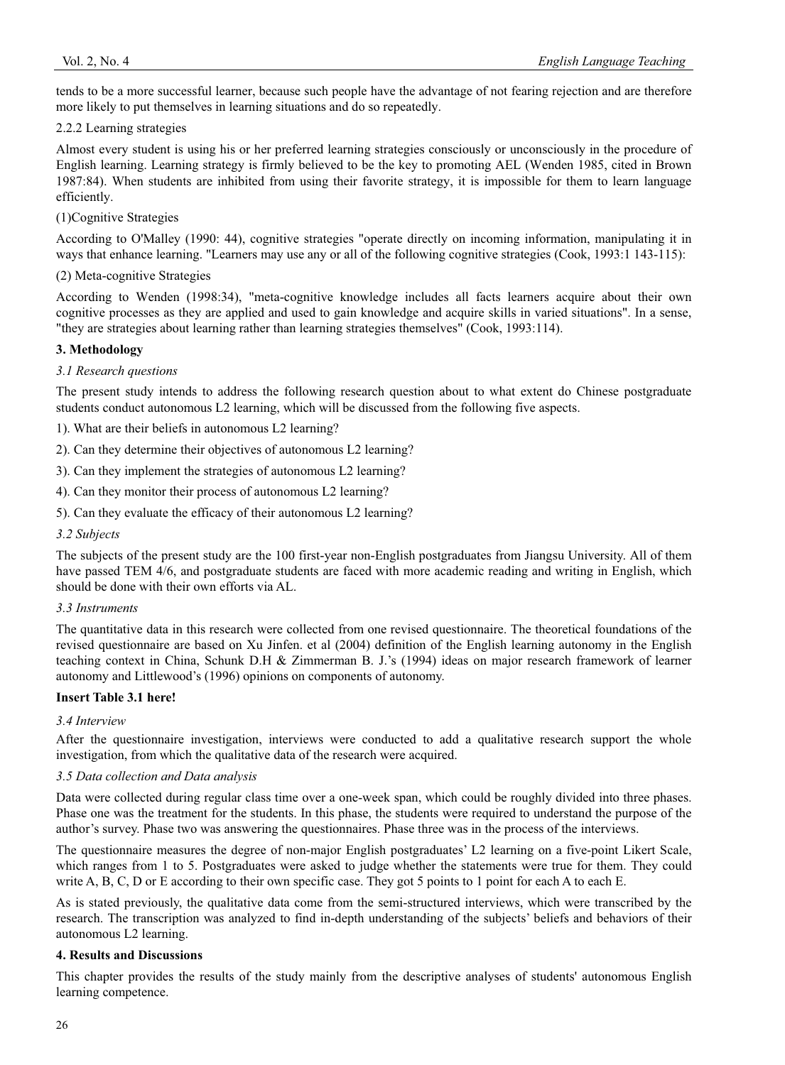tends to be a more successful learner, because such people have the advantage of not fearing rejection and are therefore more likely to put themselves in learning situations and do so repeatedly.

#### 2.2.2 Learning strategies

Almost every student is using his or her preferred learning strategies consciously or unconsciously in the procedure of English learning. Learning strategy is firmly believed to be the key to promoting AEL (Wenden 1985, cited in Brown 1987:84). When students are inhibited from using their favorite strategy, it is impossible for them to learn language efficiently.

(1)Cognitive Strategies

According to O'Malley (1990: 44), cognitive strategies "operate directly on incoming information, manipulating it in ways that enhance learning. "Learners may use any or all of the following cognitive strategies (Cook, 1993:1 143-115):

(2) Meta-cognitive Strategies

According to Wenden (1998:34), "meta-cognitive knowledge includes all facts learners acquire about their own cognitive processes as they are applied and used to gain knowledge and acquire skills in varied situations". In a sense, "they are strategies about learning rather than learning strategies themselves" (Cook, 1993:114).

## 3. Methodology

### *3.1 Research questions*

The present study intends to address the following research question about to what extent do Chinese postgraduate students conduct autonomous L2 learning, which will be discussed from the following five aspects.

1). What are their beliefs in autonomous L2 learning?

2). Can they determine their objectives of autonomous L2 learning?

3). Can they implement the strategies of autonomous L2 learning?

4). Can they monitor their process of autonomous L2 learning?

5). Can they evaluate the efficacy of their autonomous L2 learning?

### *3.2 Subjects*

The subjects of the present study are the 100 first-year non-English postgraduates from Jiangsu University. All of them have passed TEM 4/6, and postgraduate students are faced with more academic reading and writing in English, which should be done with their own efforts via AL.

### *3.3 Instruments*

The quantitative data in this research were collected from one revised questionnaire. The theoretical foundations of the revised questionnaire are based on Xu Jinfen. et al (2004) definition of the English learning autonomy in the English teaching context in China, Schunk D.H & Zimmerman B. J.'s (1994) ideas on major research framework of learner autonomy and Littlewood's (1996) opinions on components of autonomy.

**Insert Table 3.1 here!**

### *3.4 Interview*

After the questionnaire investigation, interviews were conducted to add a qualitative research support the whole investigation, from which the qualitative data of the research were acquired.

### *3.5 Data collection and Data analysis*

Data were collected during regular class time over a one-week span, which could be roughly divided into three phases. Phase one was the treatment for the students. In this phase, the students were required to understand the purpose of the author's survey. Phase two was answering the questionnaires. Phase three was in the process of the interviews.

The questionnaire measures the degree of non-major English postgraduates' L2 learning on a five-point Likert Scale, which ranges from 1 to 5. Postgraduates were asked to judge whether the statements were true for them. They could write A, B, C, D or E according to their own specific case. They got 5 points to 1 point for each A to each E.

As is stated previously, the qualitative data come from the semi-structured interviews, which were transcribed by the research. The transcription was analyzed to find in-depth understanding of the subjects' beliefs and behaviors of their autonomous L2 learning.

## 4. Results and Discussions

This chapter provides the results of the study mainly from the descriptive analyses of students' autonomous English learning competence.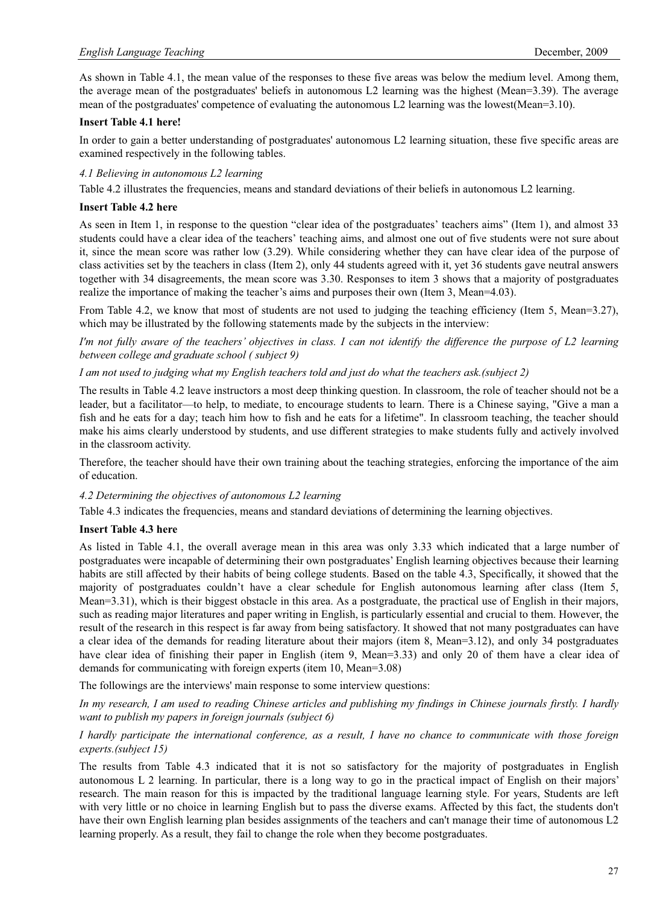As shown in Table 4.1, the mean value of the responses to these five areas was below the medium level. Among them, the average mean of the postgraduates' beliefs in autonomous L2 learning was the highest (Mean=3.39). The average mean of the postgraduates' competence of evaluating the autonomous L2 learning was the lowest(Mean=3.10).

**Insert Table 4.1 here!**

In order to gain a better understanding of postgraduates' autonomous L2 learning situation, these five specific areas are examined respectively in the following tables.

*4.1 Believing in autonomous L2 learning*

Table 4.2 illustrates the frequencies, means and standard deviations of their beliefs in autonomous L2 learning.

**Insert Table 4.2 here**

As seen in Item 1, in response to the question "clear idea of the postgraduates' teachers aims" (Item 1), and almost 33 students could have a clear idea of the teachers' teaching aims, and almost one out of five students were not sure about it, since the mean score was rather low (3.29). While considering whether they can have clear idea of the purpose of class activities set by the teachers in class (Item 2), only 44 students agreed with it, yet 36 students gave neutral answers together with 34 disagreements, the mean score was 3.30. Responses to item 3 shows that a majority of postgraduates realize the importance of making the teacher's aims and purposes their own (Item 3, Mean=4.03).

From Table 4.2, we know that most of students are not used to judging the teaching efficiency (Item 5, Mean=3.27), which may be illustrated by the following statements made by the subjects in the interview:

*I'm not fully aware of the teachers' objectives in class. I can not identify the difference the purpose of L2 learning between college and graduate school ( subject 9)*

*I am not used to judging what my English teachers told and just do what the teachers ask.(subject 2)*

The results in Table 4.2 leave instructors a most deep thinking question. In classroom, the role of teacher should not be a leader, but a facilitator—to help, to mediate, to encourage students to learn. There is a Chinese saying, "Give a man a fish and he eats for a day; teach him how to fish and he eats for a lifetime". In classroom teaching, the teacher should make his aims clearly understood by students, and use different strategies to make students fully and actively involved in the classroom activity.

Therefore, the teacher should have their own training about the teaching strategies, enforcing the importance of the aim of education.

*4.2 Determining the objectives of autonomous L2 learning*

Table 4.3 indicates the frequencies, means and standard deviations of determining the learning objectives.

**Insert Table 4.3 here**

As listed in Table 4.1, the overall average mean in this area was only 3.33 which indicated that a large number of postgraduates were incapable of determining their own postgraduates' English learning objectives because their learning habits are still affected by their habits of being college students. Based on the table 4.3, Specifically, it showed that the majority of postgraduates couldn't have a clear schedule for English autonomous learning after class (Item 5, Mean=3.31), which is their biggest obstacle in this area. As a postgraduate, the practical use of English in their majors, such as reading major literatures and paper writing in English, is particularly essential and crucial to them. However, the result of the research in this respect is far away from being satisfactory. It showed that not many postgraduates can have a clear idea of the demands for reading literature about their majors (item 8, Mean=3.12), and only 34 postgraduates have clear idea of finishing their paper in English (item 9, Mean=3.33) and only 20 of them have a clear idea of demands for communicating with foreign experts (item 10, Mean=3.08)

The followings are the interviews' main response to some interview questions:

*In my research, I am used to reading Chinese articles and publishing my findings in Chinese journals firstly. I hardly want to publish my papers in foreign journals (subject 6)*

*I hardly participate the international conference, as a result, I have no chance to communicate with those foreign experts.(subject 15)*

The results from Table 4.3 indicated that it is not so satisfactory for the majority of postgraduates in English autonomous L 2 learning. In particular, there is a long way to go in the practical impact of English on their majors' research. The main reason for this is impacted by the traditional language learning style. For years, Students are left with very little or no choice in learning English but to pass the diverse exams. Affected by this fact, the students don't have their own English learning plan besides assignments of the teachers and can't manage their time of autonomous L2 learning properly. As a result, they fail to change the role when they become postgraduates.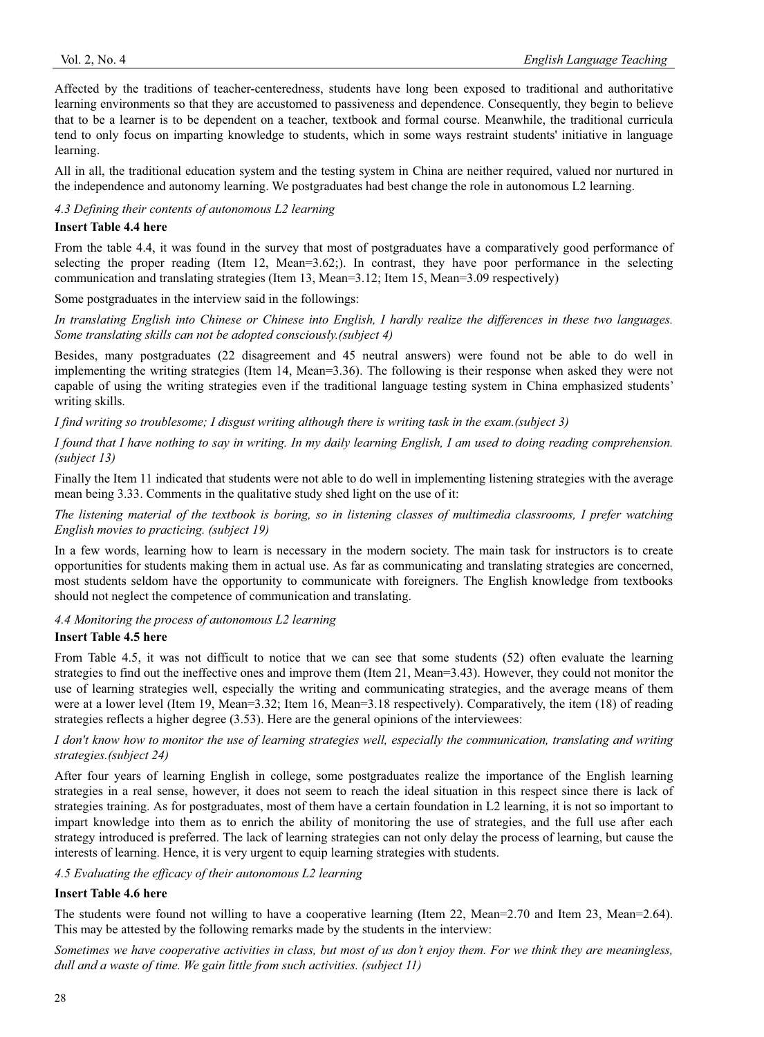Affected by the traditions of teacher-centeredness, students have long been exposed to traditional and authoritative learning environments so that they are accustomed to passiveness and dependence. Consequently, they begin to believe that to be a learner is to be dependent on a teacher, textbook and formal course. Meanwhile, the traditional curricula tend to only focus on imparting knowledge to students, which in some ways restraint students' initiative in language learning.

All in all, the traditional education system and the testing system in China are neither required, valued nor nurtured in the independence and autonomy learning. We postgraduates had best change the role in autonomous L2 learning.

### *4.3 Defining their contents of autonomous L2 learning*

**Insert Table 4.4 here**

From the table 4.4, it was found in the survey that most of postgraduates have a comparatively good performance of selecting the proper reading (Item 12, Mean=3.62;). In contrast, they have poor performance in the selecting communication and translating strategies (Item 13, Mean=3.12; Item 15, Mean=3.09 respectively)

Some postgraduates in the interview said in the followings:

*In translating English into Chinese or Chinese into English, I hardly realize the differences in these two languages. Some translating skills can not be adopted consciously.(subject 4)*

Besides, many postgraduates (22 disagreement and 45 neutral answers) were found not be able to do well in implementing the writing strategies (Item 14, Mean=3.36). The following is their response when asked they were not capable of using the writing strategies even if the traditional language testing system in China emphasized students' writing skills.

*I find writing so troublesome; I disgust writing although there is writing task in the exam.(subject 3)*

*I found that I have nothing to say in writing. In my daily learning English, I am used to doing reading comprehension. (subject 13)*

Finally the Item 11 indicated that students were not able to do well in implementing listening strategies with the average mean being 3.33. Comments in the qualitative study shed light on the use of it:

*The listening material of the textbook is boring, so in listening classes of multimedia classrooms, I prefer watching English movies to practicing. (subject 19)*

In a few words, learning how to learn is necessary in the modern society. The main task for instructors is to create opportunities for students making them in actual use. As far as communicating and translating strategies are concerned, most students seldom have the opportunity to communicate with foreigners. The English knowledge from textbooks should not neglect the competence of communication and translating.

### *4.4 Monitoring the process of autonomous L2 learning*

**Insert Table 4.5 here**

From Table 4.5, it was not difficult to notice that we can see that some students (52) often evaluate the learning strategies to find out the ineffective ones and improve them (Item 21, Mean=3.43). However, they could not monitor the use of learning strategies well, especially the writing and communicating strategies, and the average means of them were at a lower level (Item 19, Mean=3.32; Item 16, Mean=3.18 respectively). Comparatively, the item (18) of reading strategies reflects a higher degree (3.53). Here are the general opinions of the interviewees:

*I don't know how to monitor the use of learning strategies well, especially the communication, translating and writing strategies.(subject 24)*

After four years of learning English in college, some postgraduates realize the importance of the English learning strategies in a real sense, however, it does not seem to reach the ideal situation in this respect since there is lack of strategies training. As for postgraduates, most of them have a certain foundation in L2 learning, it is not so important to impart knowledge into them as to enrich the ability of monitoring the use of strategies, and the full use after each strategy introduced is preferred. The lack of learning strategies can not only delay the process of learning, but cause the interests of learning. Hence, it is very urgent to equip learning strategies with students.

### *4.5 Evaluating the efficacy of their autonomous L2 learning*

**Insert Table 4.6 here**

The students were found not willing to have a cooperative learning (Item 22, Mean=2.70 and Item 23, Mean=2.64). This may be attested by the following remarks made by the students in the interview:

*Sometimes we have cooperative activities in class, but most of us don't enjoy them. For we think they are meaningless, dull and a waste of time. We gain little from such activities. (subject 11)*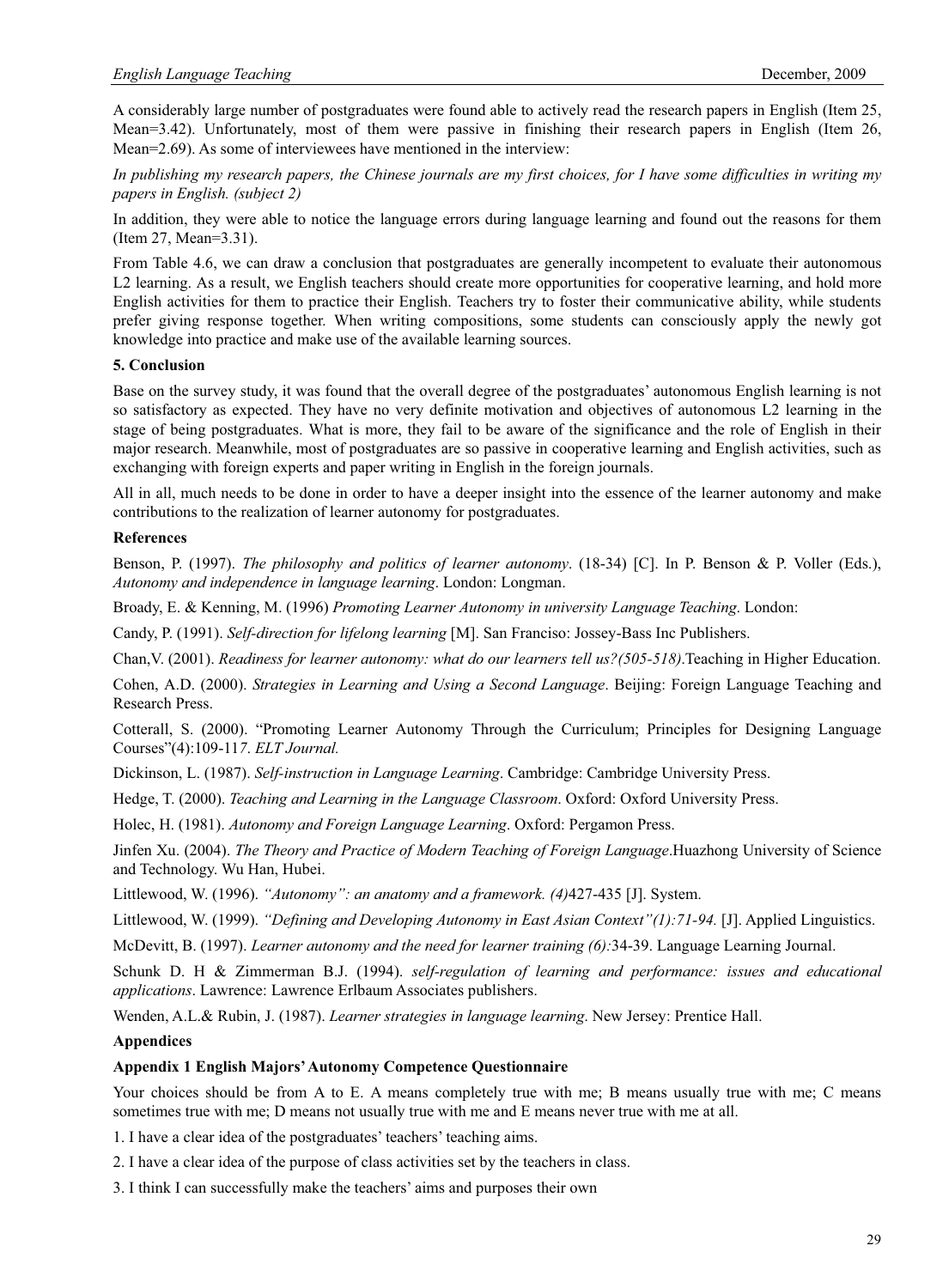A considerably large number of postgraduates were found able to actively read the research papers in English (Item 25, Mean=3.42). Unfortunately, most of them were passive in finishing their research papers in English (Item 26, Mean=2.69). As some of interviewees have mentioned in the interview:

*In publishing my research papers, the Chinese journals are my first choices, for I have some difficulties in writing my papers in English. (subject 2)*

In addition, they were able to notice the language errors during language learning and found out the reasons for them (Item 27, Mean=3.31).

From Table 4.6, we can draw a conclusion that postgraduates are generally incompetent to evaluate their autonomous L2 learning. As a result, we English teachers should create more opportunities for cooperative learning, and hold more English activities for them to practice their English. Teachers try to foster their communicative ability, while students prefer giving response together. When writing compositions, some students can consciously apply the newly got knowledge into practice and make use of the available learning sources.

**5. Conclusion**

Base on the survey study, it was found that the overall degree of the postgraduates' autonomous English learning is not so satisfactory as expected. They have no very definite motivation and objectives of autonomous L2 learning in the stage of being postgraduates. What is more, they fail to be aware of the significance and the role of English in their major research. Meanwhile, most of postgraduates are so passive in cooperative learning and English activities, such as exchanging with foreign experts and paper writing in English in the foreign journals.

All in all, much needs to be done in order to have a deeper insight into the essence of the learner autonomy and make contributions to the realization of learner autonomy for postgraduates.

**References**

Benson, P. (1997). *The philosophy and politics of learner autonomy*. (18-34) [C]. In P. Benson & P. Voller (Eds.), *Autonomy and independence in language learning*. London: Longman.

Broady, E. & Kenning, M. (1996) *Promoting Learner Autonomy in university Language Teaching*. London:

Candy, P. (1991). *Self-direction for lifelong learning* [M]. San Franciso: Jossey-Bass Inc Publishers.

Chan,V. (2001). *Readiness for learner autonomy: what do our learners tell us?(505-518).*Teaching in Higher Education.

Cohen, A.D. (2000). *Strategies in Learning and Using a Second Language*. Beijing: Foreign Language Teaching and Research Press.

Cotterall, S. (2000). "Promoting Learner Autonomy Through the Curriculum; Principles for Designing Language Courses"(4):109-117. *ELT Journal.*

Dickinson, L. (1987). *Self-instruction in Language Learning*. Cambridge: Cambridge University Press.

Hedge, T. (2000). *Teaching and Learning in the Language Classroom*. Oxford: Oxford University Press.

Holec, H. (1981). *Autonomy and Foreign Language Learning*. Oxford: Pergamon Press.

Jinfen Xu. (2004). *The Theory and Practice of Modern Teaching of Foreign Language*.Huazhong University of Science and Technology. Wu Han, Hubei.

Littlewood, W. (1996). *"Autonomy": an anatomy and a framework. (4)*427-435 [J]. System.

Littlewood, W. (1999). *"Defining and Developing Autonomy in East Asian Context"(1):71-94.* [J]. Applied Linguistics.

McDevitt, B. (1997). *Learner autonomy and the need for learner training (6):*34-39. Language Learning Journal.

Schunk D. H & Zimmerman B.J. (1994). *self-regulation of learning and performance: issues and educational applications*. Lawrence: Lawrence Erlbaum Associates publishers.

Wenden, A.L.& Rubin, J. (1987). *Learner strategies in language learning*. New Jersey: Prentice Hall.

**Appendices**

**Appendix 1 English Majors' Autonomy Competence Questionnaire**

Your choices should be from A to E. A means completely true with me; B means usually true with me; C means sometimes true with me; D means not usually true with me and E means never true with me at all.

1. I have a clear idea of the postgraduates' teachers' teaching aims.

2. I have a clear idea of the purpose of class activities set by the teachers in class.

3. I think I can successfully make the teachers' aims and purposes their own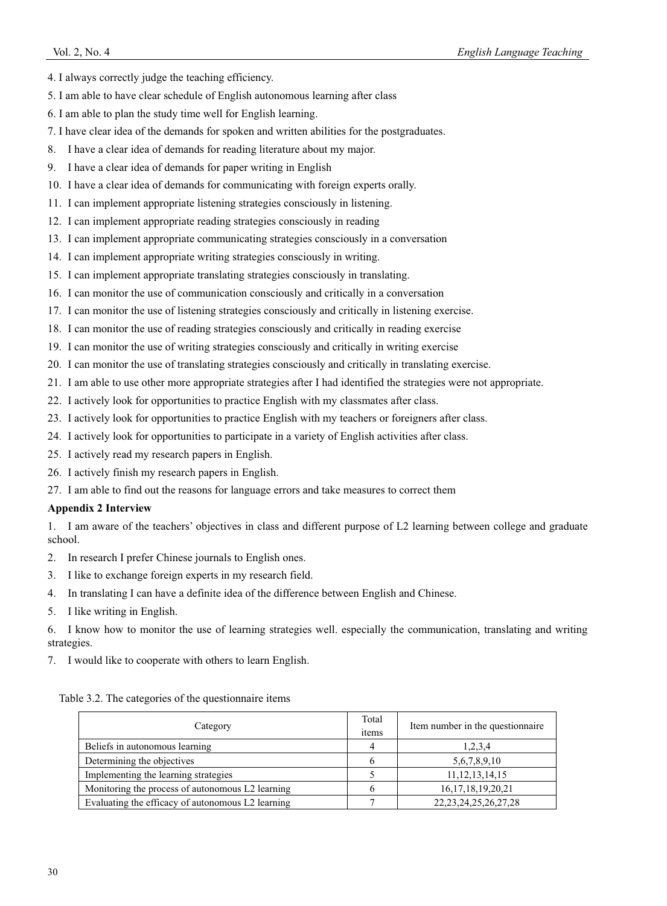4. I always correctly judge the teaching efficiency.

5. I am able to have clear schedule of English autonomous learning after class

6. I am able to plan the study time well for English learning.

7. I have clear idea of the demands for spoken and written abilities for the postgraduates.

8. I have a clear idea of demands for reading literature about my major.

9. I have a clear idea of demands for paper writing in English

10. I have a clear idea of demands for communicating with foreign experts orally.

11. I can implement appropriate listening strategies consciously in listening.

12. I can implement appropriate reading strategies consciously in reading

13. I can implement appropriate communicating strategies consciously in a conversation

14. I can implement appropriate writing strategies consciously in writing.

15. I can implement appropriate translating strategies consciously in translating.

16. I can monitor the use of communication consciously and critically in a conversation

17. I can monitor the use of listening strategies consciously and critically in listening exercise.

18. I can monitor the use of reading strategies consciously and critically in reading exercise

19. I can monitor the use of writing strategies consciously and critically in writing exercise

20. I can monitor the use of translating strategies consciously and critically in translating exercise.

21. I am able to use other more appropriate strategies after I had identified the strategies were not appropriate.

22. I actively look for opportunities to practice English with my classmates after class.

23. I actively look for opportunities to practice English with my teachers or foreigners after class.

24. I actively look for opportunities to participate in a variety of English activities after class.

25. I actively read my research papers in English.

26. I actively finish my research papers in English.

27. I am able to find out the reasons for language errors and take measures to correct them

**Appendix 2 Interview**

1. I am aware of the teachers' objectives in class and different purpose of L2 learning between college and graduate school.

2. In research I prefer Chinese journals to English ones.

3. I like to exchange foreign experts in my research field.

4. In translating I can have a definite idea of the difference between English and Chinese.

5. I like writing in English.

6. I know how to monitor the use of learning strategies well. especially the communication, translating and writing strategies.

7. I would like to cooperate with others to learn English.

Table 3.2. The categories of the questionnaire items

| Category | Total items | Item number in the questionnaire |
|---|---|---|
| Beliefs in autonomous learning | 4 | 1,2,3,4 |
| Determining the objectives | 6 | 5,6,7,8,9,10 |
| Implementing the learning strategies | 5 | 11,12,13,14,15 |
| Monitoring the process of autonomous L2 learning | 6 | 16,17,18,19,20,21 |
| Evaluating the efficacy of autonomous L2 learning | 7 | 22,23,24,25,26,27,28 |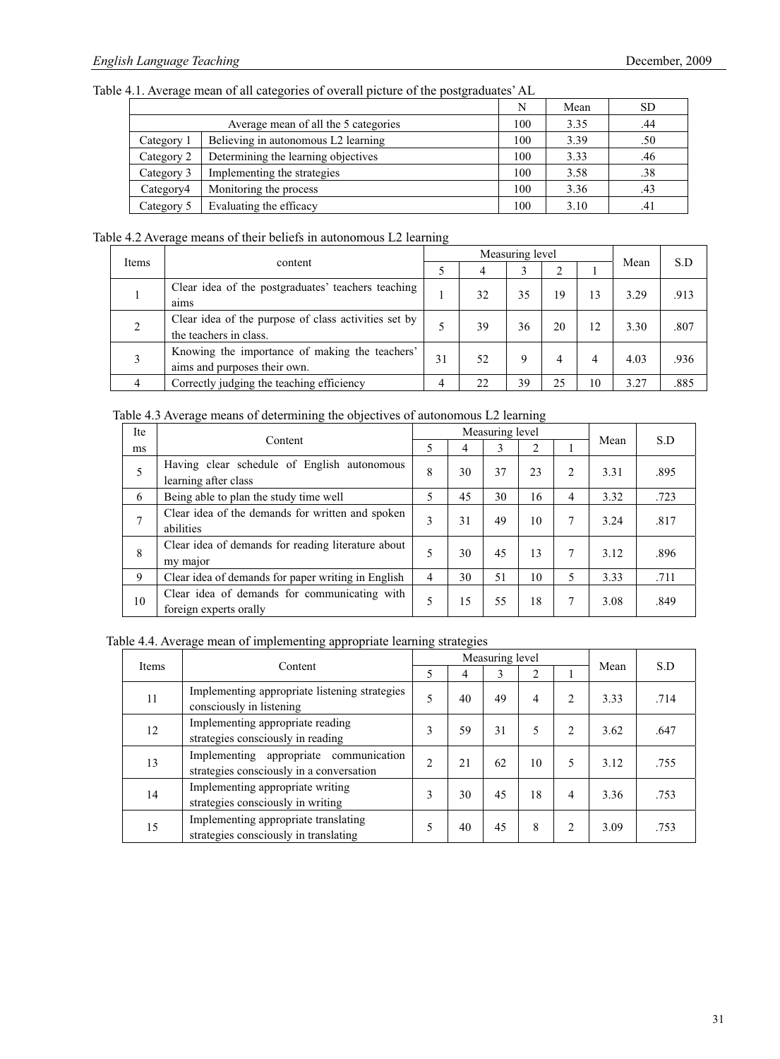Table 4.1. Average mean of all categories of overall picture of the postgraduates' AL

| | | N | Mean | SD |
|---|---|---|---|---|
| Average mean of all the 5 categories | | 100 | 3.35 | .44 |
| Category 1 | Believing in autonomous L2 learning | 100 | 3.39 | .50 |
| Category 2 | Determining the learning objectives | 100 | 3.33 | .46 |
| Category 3 | Implementing the strategies | 100 | 3.58 | .38 |
| Category4 | Monitoring the process | 100 | 3.36 | .43 |
| Category 5 | Evaluating the efficacy | 100 | 3.10 | .41 |

Table 4.2 Average means of their beliefs in autonomous L2 learning

| Items | content | Measuring level | | | | | Mean | S.D |
|---|---|---|---|---|---|---|---|---|
| | | 5 | 4 | 3 | 2 | 1 | | |
| 1 | Clear idea of the postgraduates' teachers teaching aims | 1 | 32 | 35 | 19 | 13 | 3.29 | .913 |
| 2 | Clear idea of the purpose of class activities set by the teachers in class. | 5 | 39 | 36 | 20 | 12 | 3.30 | .807 |
| 3 | Knowing the importance of making the teachers' aims and purposes their own. | 31 | 52 | 9 | 4 | 4 | 4.03 | .936 |
| 4 | Correctly judging the teaching efficiency | 4 | 22 | 39 | 25 | 10 | 3.27 | .885 |

Table 4.3 Average means of determining the objectives of autonomous L2 learning

| Items | Content | Measuring level | | | | | Mean | S.D |
|---|---|---|---|---|---|---|---|---|
| | | 5 | 4 | 3 | 2 | 1 | | |
| 5 | Having clear schedule of English autonomous learning after class | 8 | 30 | 37 | 23 | 2 | 3.31 | .895 |
| 6 | Being able to plan the study time well | 5 | 45 | 30 | 16 | 4 | 3.32 | .723 |
| 7 | Clear idea of the demands for written and spoken abilities | 3 | 31 | 49 | 10 | 7 | 3.24 | .817 |
| 8 | Clear idea of demands for reading literature about my major | 5 | 30 | 45 | 13 | 7 | 3.12 | .896 |
| 9 | Clear idea of demands for paper writing in English | 4 | 30 | 51 | 10 | 5 | 3.33 | .711 |
| 10 | Clear idea of demands for communicating with foreign experts orally | 5 | 15 | 55 | 18 | 7 | 3.08 | .849 |

Table 4.4. Average mean of implementing appropriate learning strategies

| Items | Content | Measuring level | | | | | Mean | S.D |
|---|---|---|---|---|---|---|---|---|
| | | 5 | 4 | 3 | 2 | 1 | | |
| 11 | Implementing appropriate listening strategies consciously in listening | 5 | 40 | 49 | 4 | 2 | 3.33 | .714 |
| 12 | Implementing appropriate reading strategies consciously in reading | 3 | 59 | 31 | 5 | 2 | 3.62 | .647 |
| 13 | Implementing appropriate communication strategies consciously in a conversation | 2 | 21 | 62 | 10 | 5 | 3.12 | .755 |
| 14 | Implementing appropriate writing strategies consciously in writing | 3 | 30 | 45 | 18 | 4 | 3.36 | .753 |
| 15 | Implementing appropriate translating strategies consciously in translating | 5 | 40 | 45 | 8 | 2 | 3.09 | .753 |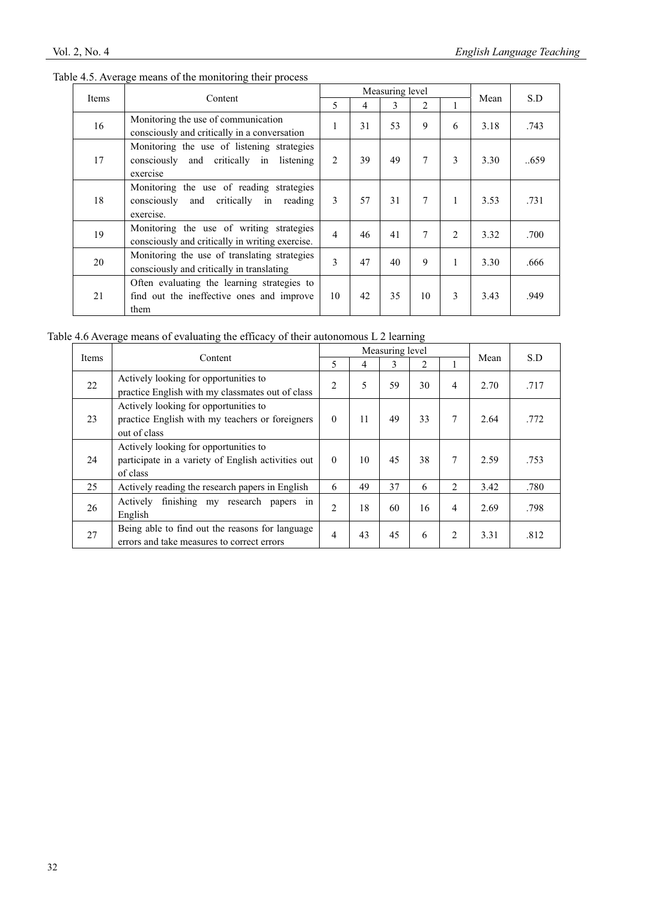Table 4.5. Average means of the monitoring their process

| Items | Content | Measuring level | | | | | Mean | S.D |
|---|---|---|---|---|---|---|---|---|
| | | 5 | 4 | 3 | 2 | 1 | | |
| 16 | Monitoring the use of communication consciously and critically in a conversation | 1 | 31 | 53 | 9 | 6 | 3.18 | .743 |
| 17 | Monitoring the use of listening strategies consciously and critically in listening exercise | 2 | 39 | 49 | 7 | 3 | 3.30 | ..659 |
| 18 | Monitoring the use of reading strategies consciously and critically in reading exercise. | 3 | 57 | 31 | 7 | 1 | 3.53 | .731 |
| 19 | Monitoring the use of writing strategies consciously and critically in writing exercise. | 4 | 46 | 41 | 7 | 2 | 3.32 | .700 |
| 20 | Monitoring the use of translating strategies consciously and critically in translating | 3 | 47 | 40 | 9 | 1 | 3.30 | .666 |
| 21 | Often evaluating the learning strategies to find out the ineffective ones and improve them | 10 | 42 | 35 | 10 | 3 | 3.43 | .949 |

Table 4.6 Average means of evaluating the efficacy of their autonomous L 2 learning

| Items | Content | Measuring level | | | | | Mean | S.D |
|---|---|---|---|---|---|---|---|---|
| | | 5 | 4 | 3 | 2 | 1 | | |
| 22 | Actively looking for opportunities to practice English with my classmates out of class | 2 | 5 | 59 | 30 | 4 | 2.70 | .717 |
| 23 | Actively looking for opportunities to practice English with my teachers or foreigners out of class | 0 | 11 | 49 | 33 | 7 | 2.64 | .772 |
| 24 | Actively looking for opportunities to participate in a variety of English activities out of class | 0 | 10 | 45 | 38 | 7 | 2.59 | .753 |
| 25 | Actively reading the research papers in English | 6 | 49 | 37 | 6 | 2 | 3.42 | .780 |
| 26 | Actively finishing my research papers in English | 2 | 18 | 60 | 16 | 4 | 2.69 | .798 |
| 27 | Being able to find out the reasons for language errors and take measures to correct errors | 4 | 43 | 45 | 6 | 2 | 3.31 | .812 |